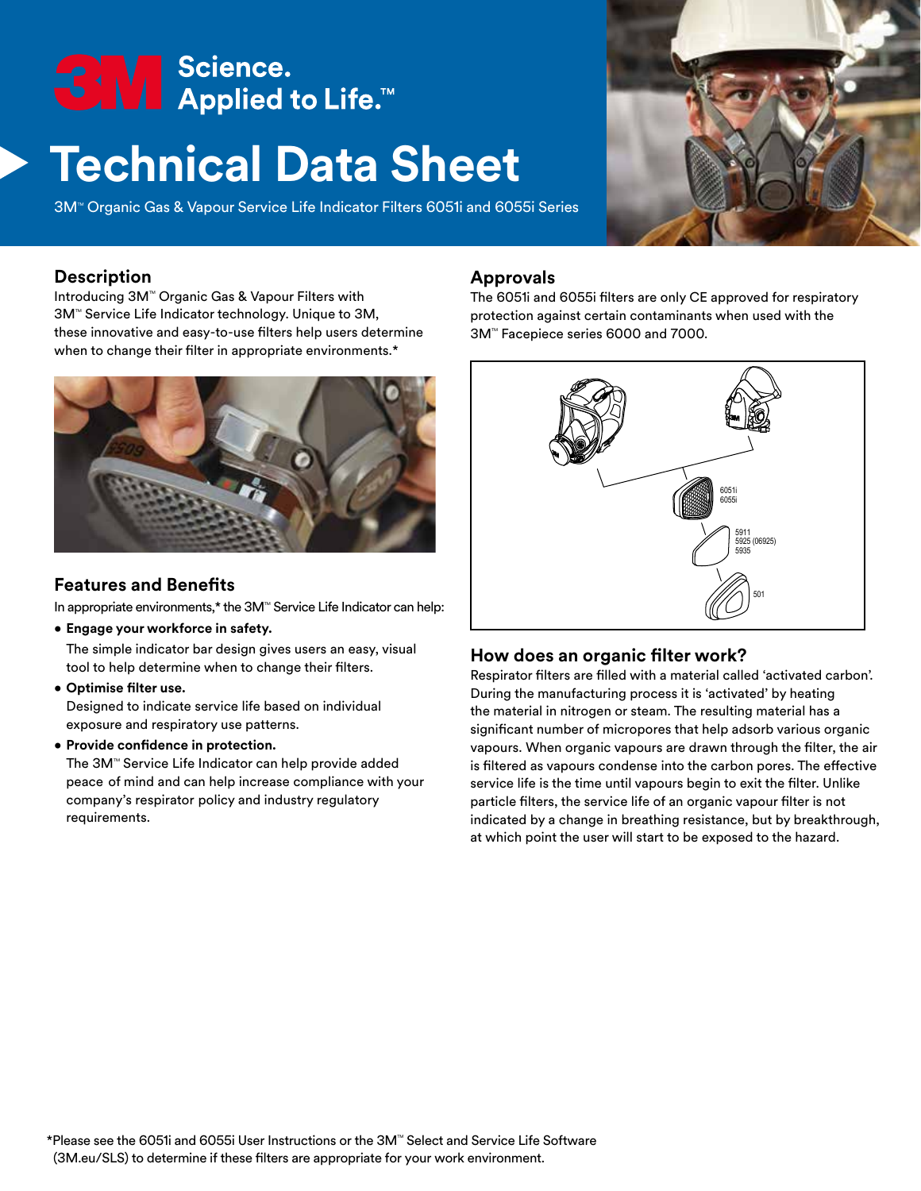# Technical Data Sheet

3M™ Organic Gas & Vapour Service Life Indicator Filters 6051i and 6055i Series

## Description

Introducing 3M™ Organic Gas & Vapour Filters with 3M™ Service Life Indicator technology. Unique to 3M, these innovative and easy-to-use filters help users determine when to change their filter in appropriate environments.*

## Features and Benefits

In appropriate environments,* the 3M™ Service Life Indicator can help:

- **Engage your workforce in safety.**
  The simple indicator bar design gives users an easy, visual tool to help determine when to change their filters.
- **Optimise filter use.**
  Designed to indicate service life based on individual exposure and respiratory use patterns.
- **Provide confidence in protection.**
  The 3M™ Service Life Indicator can help provide added peace of mind and can help increase compliance with your company's respirator policy and industry regulatory requirements.

## Approvals

The 6051i and 6055i filters are only CE approved for respiratory protection against certain contaminants when used with the 3M™ Facepiece series 6000 and 7000.

6051i
6055i

5911
5925 (06925)
5935

501

## How does an organic filter work?

Respirator filters are filled with a material called 'activated carbon'. During the manufacturing process it is 'activated' by heating the material in nitrogen or steam. The resulting material has a significant number of micropores that help adsorb various organic vapours. When organic vapours are drawn through the filter, the air is filtered as vapours condense into the carbon pores. The effective service life is the time until vapours begin to exit the filter. Unlike particle filters, the service life of an organic vapour filter is not indicated by a change in breathing resistance, but by breakthrough, at which point the user will start to be exposed to the hazard.

*Please see the 6051i and 6055i User Instructions or the 3M™ Select and Service Life Software (3M.eu/SLS) to determine if these filters are appropriate for your work environment.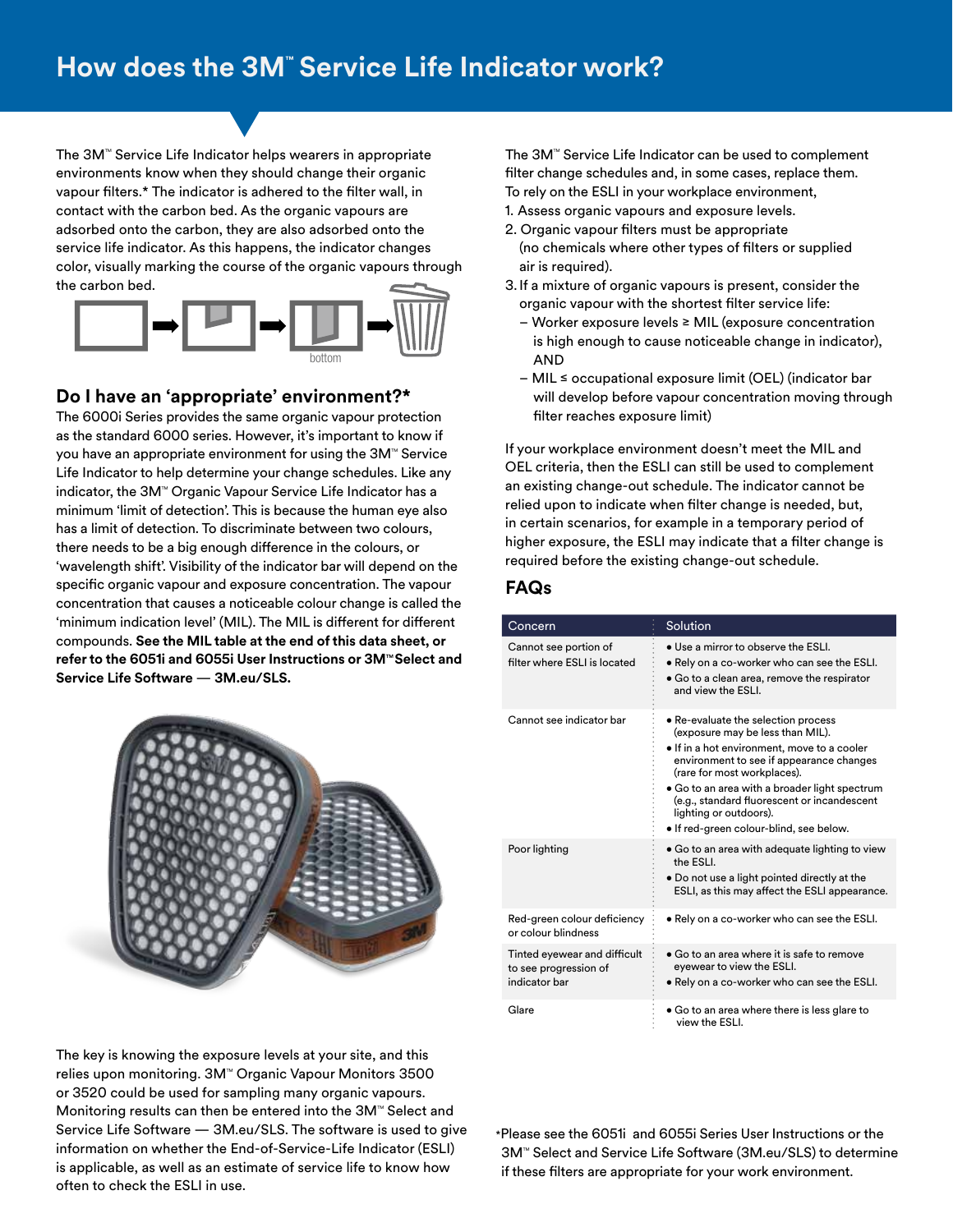# How does the 3M™ Service Life Indicator work?

The 3M™ Service Life Indicator helps wearers in appropriate environments know when they should change their organic vapour filters.* The indicator is adhered to the filter wall, in contact with the carbon bed. As the organic vapours are adsorbed onto the carbon, they are also adsorbed onto the service life indicator. As this happens, the indicator changes color, visually marking the course of the organic vapours through the carbon bed.

bottom

## Do I have an 'appropriate' environment?*

The 6000i Series provides the same organic vapour protection as the standard 6000 series. However, it's important to know if you have an appropriate environment for using the 3M™ Service Life Indicator to help determine your change schedules. Like any indicator, the 3M™ Organic Vapour Service Life Indicator has a minimum 'limit of detection'. This is because the human eye also has a limit of detection. To discriminate between two colours, there needs to be a big enough difference in the colours, or 'wavelength shift'. Visibility of the indicator bar will depend on the specific organic vapour and exposure concentration. The vapour concentration that causes a noticeable colour change is called the 'minimum indication level' (MIL). The MIL is different for different compounds. **See the MIL table at the end of this data sheet, or refer to the 6051i and 6055i User Instructions or 3M™Select and Service Life Software — 3M.eu/SLS.**

The key is knowing the exposure levels at your site, and this relies upon monitoring. 3M™ Organic Vapour Monitors 3500 or 3520 could be used for sampling many organic vapours. Monitoring results can then be entered into the 3M™ Select and Service Life Software — 3M.eu/SLS. The software is used to give information on whether the End-of-Service-Life Indicator (ESLI) is applicable, as well as an estimate of service life to know how often to check the ESLI in use.

The 3M™ Service Life Indicator can be used to complement filter change schedules and, in some cases, replace them. To rely on the ESLI in your workplace environment,

1. Assess organic vapours and exposure levels.
2. Organic vapour filters must be appropriate (no chemicals where other types of filters or supplied air is required).
3. If a mixture of organic vapours is present, consider the organic vapour with the shortest filter service life:
   - Worker exposure levels ≥ MIL (exposure concentration is high enough to cause noticeable change in indicator), AND
   - MIL ≤ occupational exposure limit (OEL) (indicator bar will develop before vapour concentration moving through filter reaches exposure limit)

If your workplace environment doesn't meet the MIL and OEL criteria, then the ESLI can still be used to complement an existing change-out schedule. The indicator cannot be relied upon to indicate when filter change is needed, but, in certain scenarios, for example in a temporary period of higher exposure, the ESLI may indicate that a filter change is required before the existing change-out schedule.

## FAQs

| Concern | Solution |
|---|---|
| Cannot see portion of filter where ESLI is located | • Use a mirror to observe the ESLI.<br>• Rely on a co-worker who can see the ESLI.<br>• Go to a clean area, remove the respirator and view the ESLI. |
| Cannot see indicator bar | • Re-evaluate the selection process (exposure may be less than MIL).<br>• If in a hot environment, move to a cooler environment to see if appearance changes (rare for most workplaces).<br>• Go to an area with a broader light spectrum (e.g., standard fluorescent or incandescent lighting or outdoors).<br>• If red-green colour-blind, see below. |
| Poor lighting | • Go to an area with adequate lighting to view the ESLI.<br>• Do not use a light pointed directly at the ESLI, as this may affect the ESLI appearance. |
| Red-green colour deficiency or colour blindness | • Rely on a co-worker who can see the ESLI. |
| Tinted eyewear and difficult to see progression of indicator bar | • Go to an area where it is safe to remove eyewear to view the ESLI.<br>• Rely on a co-worker who can see the ESLI. |
| Glare | • Go to an area where there is less glare to view the ESLI. |

*Please see the 6051i and 6055i Series User Instructions or the 3M™ Select and Service Life Software (3M.eu/SLS) to determine if these filters are appropriate for your work environment.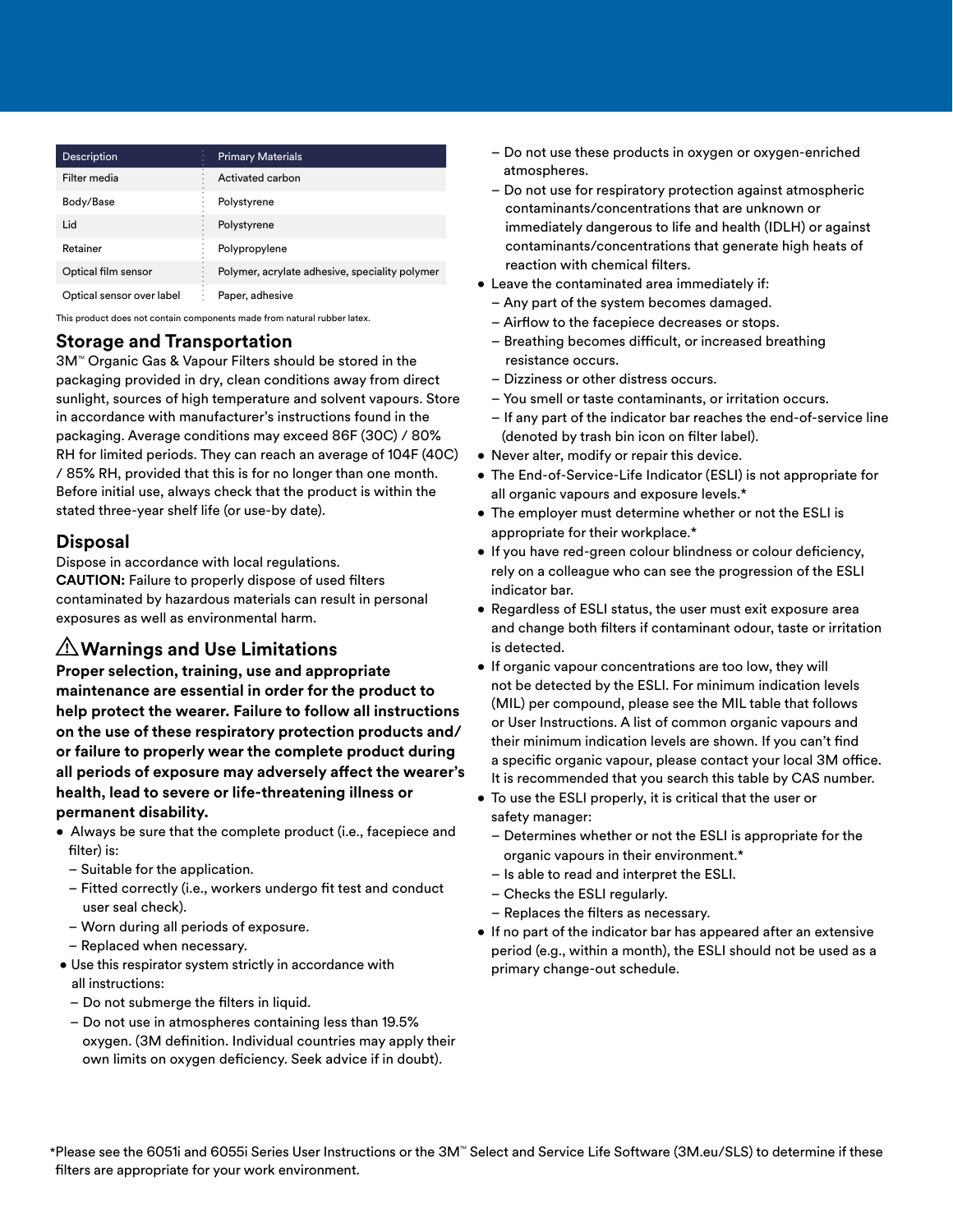| Description | Primary Materials |
| --- | --- |
| Filter media | Activated carbon |
| Body/Base | Polystyrene |
| Lid | Polystyrene |
| Retainer | Polypropylene |
| Optical film sensor | Polymer, acrylate adhesive, speciality polymer |
| Optical sensor over label | Paper, adhesive |

This product does not contain components made from natural rubber latex.

## Storage and Transportation

3M™ Organic Gas & Vapour Filters should be stored in the packaging provided in dry, clean conditions away from direct sunlight, sources of high temperature and solvent vapours. Store in accordance with manufacturer's instructions found in the packaging. Average conditions may exceed 86F (30C) / 80% RH for limited periods. They can reach an average of 104F (40C) / 85% RH, provided that this is for no longer than one month. Before initial use, always check that the product is within the stated three-year shelf life (or use-by date).

## Disposal

Dispose in accordance with local regulations.

**CAUTION:** Failure to properly dispose of used filters contaminated by hazardous materials can result in personal exposures as well as environmental harm.

## ⚠ Warnings and Use Limitations

**Proper selection, training, use and appropriate maintenance are essential in order for the product to help protect the wearer. Failure to follow all instructions on the use of these respiratory protection products and/or failure to properly wear the complete product during all periods of exposure may adversely affect the wearer's health, lead to severe or life-threatening illness or permanent disability.**

- Always be sure that the complete product (i.e., facepiece and filter) is:
  - Suitable for the application.
  - Fitted correctly (i.e., workers undergo fit test and conduct user seal check).
  - Worn during all periods of exposure.
  - Replaced when necessary.
- Use this respirator system strictly in accordance with all instructions:
  - Do not submerge the filters in liquid.
  - Do not use in atmospheres containing less than 19.5% oxygen. (3M definition. Individual countries may apply their own limits on oxygen deficiency. Seek advice if in doubt).
  - Do not use these products in oxygen or oxygen-enriched atmospheres.
  - Do not use for respiratory protection against atmospheric contaminants/concentrations that are unknown or immediately dangerous to life and health (IDLH) or against contaminants/concentrations that generate high heats of reaction with chemical filters.
- Leave the contaminated area immediately if:
  - Any part of the system becomes damaged.
  - Airflow to the facepiece decreases or stops.
  - Breathing becomes difficult, or increased breathing resistance occurs.
  - Dizziness or other distress occurs.
  - You smell or taste contaminants, or irritation occurs.
  - If any part of the indicator bar reaches the end-of-service line (denoted by trash bin icon on filter label).
- Never alter, modify or repair this device.
- The End-of-Service-Life Indicator (ESLI) is not appropriate for all organic vapours and exposure levels.*
- The employer must determine whether or not the ESLI is appropriate for their workplace.*
- If you have red-green colour blindness or colour deficiency, rely on a colleague who can see the progression of the ESLI indicator bar.
- Regardless of ESLI status, the user must exit exposure area and change both filters if contaminant odour, taste or irritation is detected.
- If organic vapour concentrations are too low, they will not be detected by the ESLI. For minimum indication levels (MIL) per compound, please see the MIL table that follows or User Instructions. A list of common organic vapours and their minimum indication levels are shown. If you can't find a specific organic vapour, please contact your local 3M office. It is recommended that you search this table by CAS number.
- To use the ESLI properly, it is critical that the user or safety manager:
  - Determines whether or not the ESLI is appropriate for the organic vapours in their environment.*
  - Is able to read and interpret the ESLI.
  - Checks the ESLI regularly.
  - Replaces the filters as necessary.
- If no part of the indicator bar has appeared after an extensive period (e.g., within a month), the ESLI should not be used as a primary change-out schedule.

*Please see the 6051i and 6055i Series User Instructions or the 3M™ Select and Service Life Software (3M.eu/SLS) to determine if these filters are appropriate for your work environment.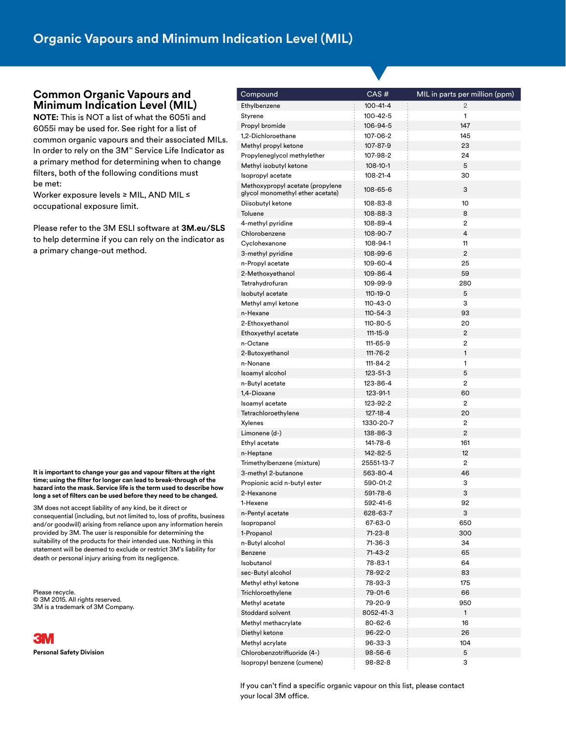# Organic Vapours and Minimum Indication Level (MIL)

## Common Organic Vapours and Minimum Indication Level (MIL)

**NOTE:** This is NOT a list of what the 6051i and 6055i may be used for. See right for a list of common organic vapours and their associated MILs. In order to rely on the 3M™ Service Life Indicator as a primary method for determining when to change filters, both of the following conditions must be met:

Worker exposure levels ≥ MIL, AND MIL ≤ occupational exposure limit.

Please refer to the 3M ESLI software at **3M.eu/SLS** to help determine if you can rely on the indicator as a primary change-out method.

| Compound | CAS # | MIL in parts per million (ppm) |
|---|---|---|
| Ethylbenzene | 100-41-4 | 2 |
| Styrene | 100-42-5 | 1 |
| Propyl bromide | 106-94-5 | 147 |
| 1,2-Dichloroethane | 107-06-2 | 145 |
| Methyl propyl ketone | 107-87-9 | 23 |
| Propyleneglycol methylether | 107-98-2 | 24 |
| Methyl isobutyl ketone | 108-10-1 | 5 |
| Isopropyl acetate | 108-21-4 | 30 |
| Methoxypropyl acetate (propylene glycol monomethyl ether acetate) | 108-65-6 | 3 |
| Diisobutyl ketone | 108-83-8 | 10 |
| Toluene | 108-88-3 | 8 |
| 4-methyl pyridine | 108-89-4 | 2 |
| Chlorobenzene | 108-90-7 | 4 |
| Cyclohexanone | 108-94-1 | 11 |
| 3-methyl pyridine | 108-99-6 | 2 |
| n-Propyl acetate | 109-60-4 | 25 |
| 2-Methoxyethanol | 109-86-4 | 59 |
| Tetrahydrofuran | 109-99-9 | 280 |
| Isobutyl acetate | 110-19-0 | 5 |
| Methyl amyl ketone | 110-43-0 | 3 |
| n-Hexane | 110-54-3 | 93 |
| 2-Ethoxyethanol | 110-80-5 | 20 |
| Ethoxyethyl acetate | 111-15-9 | 2 |
| n-Octane | 111-65-9 | 2 |
| 2-Butoxyethanol | 111-76-2 | 1 |
| n-Nonane | 111-84-2 | 1 |
| Isoamyl alcohol | 123-51-3 | 5 |
| n-Butyl acetate | 123-86-4 | 2 |
| 1,4-Dioxane | 123-91-1 | 60 |
| Isoamyl acetate | 123-92-2 | 2 |
| Tetrachloroethylene | 127-18-4 | 20 |
| Xylenes | 1330-20-7 | 2 |
| Limonene (d-) | 138-86-3 | 2 |
| Ethyl acetate | 141-78-6 | 161 |
| n-Heptane | 142-82-5 | 12 |
| Trimethylbenzene (mixture) | 25551-13-7 | 2 |
| 3-methyl 2-butanone | 563-80-4 | 46 |
| Propionic acid n-butyl ester | 590-01-2 | 3 |
| 2-Hexanone | 591-78-6 | 3 |
| 1-Hexene | 592-41-6 | 92 |
| n-Pentyl acetate | 628-63-7 | 3 |
| Isopropanol | 67-63-0 | 650 |
| 1-Propanol | 71-23-8 | 300 |
| n-Butyl alcohol | 71-36-3 | 34 |
| Benzene | 71-43-2 | 65 |
| Isobutanol | 78-83-1 | 64 |
| sec-Butyl alcohol | 78-92-2 | 83 |
| Methyl ethyl ketone | 78-93-3 | 175 |
| Trichloroethylene | 79-01-6 | 66 |
| Methyl acetate | 79-20-9 | 950 |
| Stoddard solvent | 8052-41-3 | 1 |
| Methyl methacrylate | 80-62-6 | 16 |
| Diethyl ketone | 96-22-0 | 26 |
| Methyl acrylate | 96-33-3 | 104 |
| Chlorobenzotrifluoride (4-) | 98-56-6 | 5 |
| Isopropyl benzene (cumene) | 98-82-8 | 3 |

If you can't find a specific organic vapour on this list, please contact your local 3M office.

**It is important to change your gas and vapour filters at the right time; using the filter for longer can lead to break-through of the hazard into the mask. Service life is the term used to describe how long a set of filters can be used before they need to be changed.**

3M does not accept liability of any kind, be it direct or consequential (including, but not limited to, loss of profits, business and/or goodwill) arising from reliance upon any information herein provided by 3M. The user is responsible for determining the suitability of the products for their intended use. Nothing in this statement will be deemed to exclude or restrict 3M's liability for death or personal injury arising from its negligence.

Please recycle.
© 3M 2015. All rights reserved.
3M is a trademark of 3M Company.

3M

**Personal Safety Division**